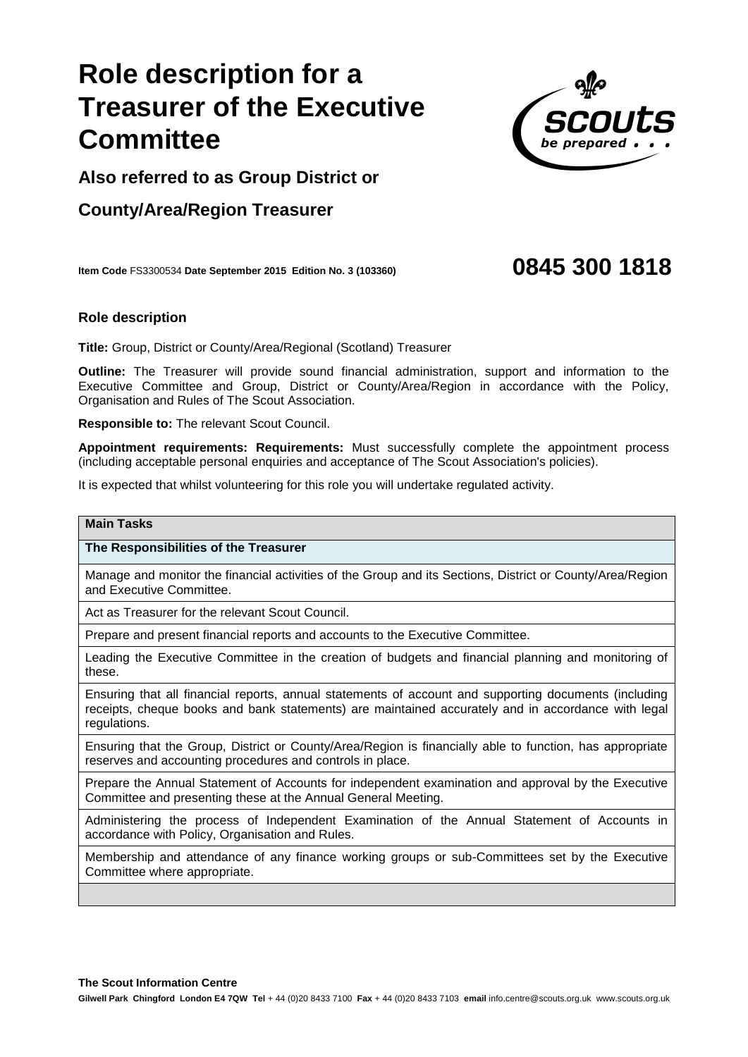# Role description for a Treasurer of the Executive Committee

## Also referred to as Group District or County/Area/Region Treasurer

**Item Code** FS3300534 **Date September 2015 Edition No. 3 (103360)**

**0845 300 1818**

### Role description

**Title:** Group, District or County/Area/Regional (Scotland) Treasurer

**Outline:** The Treasurer will provide sound financial administration, support and information to the Executive Committee and Group, District or County/Area/Region in accordance with the Policy, Organisation and Rules of The Scout Association.

**Responsible to:** The relevant Scout Council.

**Appointment requirements: Requirements:** Must successfully complete the appointment process (including acceptable personal enquiries and acceptance of The Scout Association's policies).

It is expected that whilst volunteering for this role you will undertake regulated activity.

| **Main Tasks** |
|---|
| **The Responsibilities of the Treasurer** |
| Manage and monitor the financial activities of the Group and its Sections, District or County/Area/Region and Executive Committee. |
| Act as Treasurer for the relevant Scout Council. |
| Prepare and present financial reports and accounts to the Executive Committee. |
| Leading the Executive Committee in the creation of budgets and financial planning and monitoring of these. |
| Ensuring that all financial reports, annual statements of account and supporting documents (including receipts, cheque books and bank statements) are maintained accurately and in accordance with legal regulations. |
| Ensuring that the Group, District or County/Area/Region is financially able to function, has appropriate reserves and accounting procedures and controls in place. |
| Prepare the Annual Statement of Accounts for independent examination and approval by the Executive Committee and presenting these at the Annual General Meeting. |
| Administering the process of Independent Examination of the Annual Statement of Accounts in accordance with Policy, Organisation and Rules. |
| Membership and attendance of any finance working groups or sub-Committees set by the Executive Committee where appropriate. |
| |

**The Scout Information Centre**

**Gilwell Park Chingford London E4 7QW Tel** + 44 (0)20 8433 7100 **Fax** + 44 (0)20 8433 7103 **email** info.centre@scouts.org.uk www.scouts.org.uk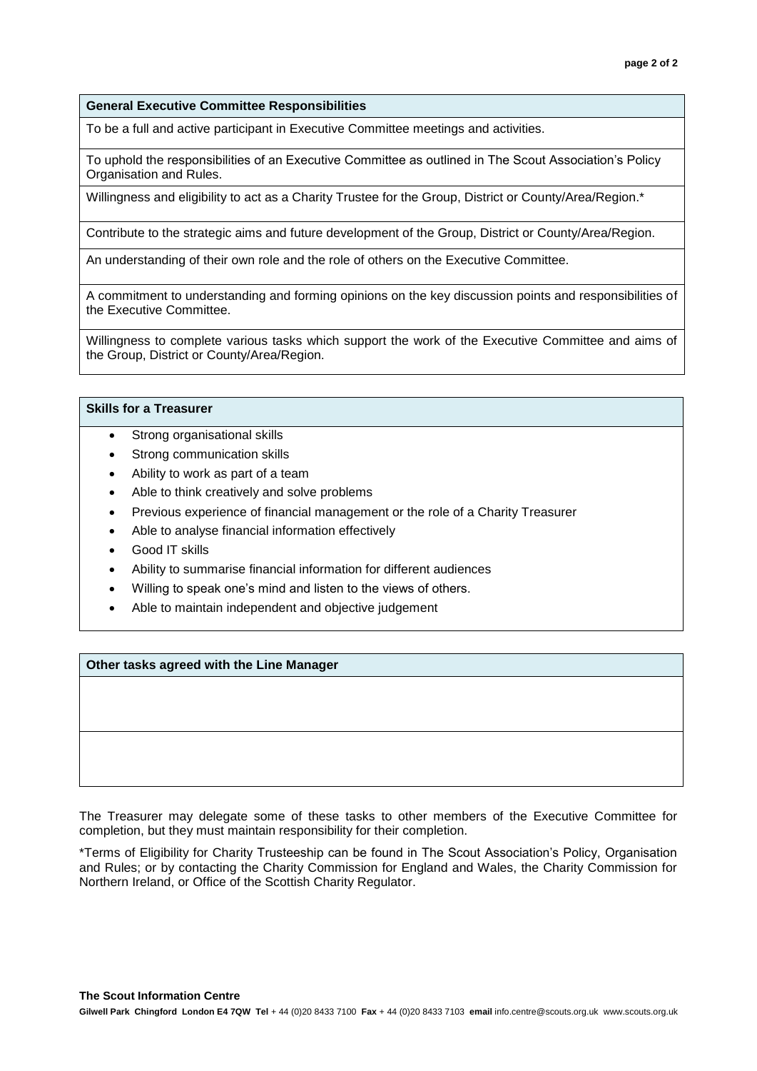## General Executive Committee Responsibilities

To be a full and active participant in Executive Committee meetings and activities.

To uphold the responsibilities of an Executive Committee as outlined in The Scout Association's Policy Organisation and Rules.

Willingness and eligibility to act as a Charity Trustee for the Group, District or County/Area/Region.*

Contribute to the strategic aims and future development of the Group, District or County/Area/Region.

An understanding of their own role and the role of others on the Executive Committee.

A commitment to understanding and forming opinions on the key discussion points and responsibilities of the Executive Committee.

Willingness to complete various tasks which support the work of the Executive Committee and aims of the Group, District or County/Area/Region.

## Skills for a Treasurer

- Strong organisational skills
- Strong communication skills
- Ability to work as part of a team
- Able to think creatively and solve problems
- Previous experience of financial management or the role of a Charity Treasurer
- Able to analyse financial information effectively
- Good IT skills
- Ability to summarise financial information for different audiences
- Willing to speak one's mind and listen to the views of others.
- Able to maintain independent and objective judgement

## Other tasks agreed with the Line Manager

The Treasurer may delegate some of these tasks to other members of the Executive Committee for completion, but they must maintain responsibility for their completion.

*Terms of Eligibility for Charity Trusteeship can be found in The Scout Association's Policy, Organisation and Rules; or by contacting the Charity Commission for England and Wales, the Charity Commission for Northern Ireland, or Office of the Scottish Charity Regulator.

**The Scout Information Centre**

**Gilwell Park Chingford London E4 7QW Tel** + 44 (0)20 8433 7100 **Fax** + 44 (0)20 8433 7103 **email** info.centre@scouts.org.uk www.scouts.org.uk